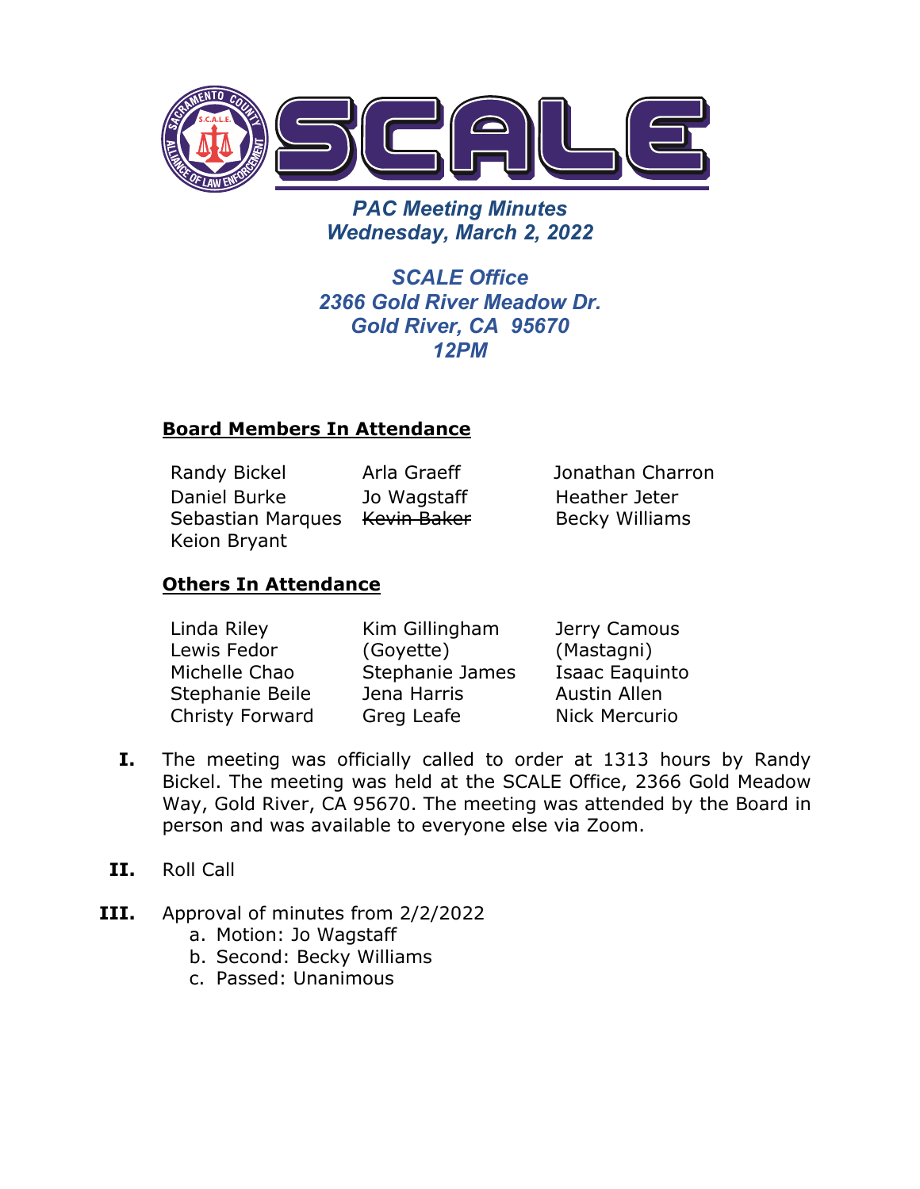# PAC Meeting Minutes

## Wednesday, March 2, 2022

### SCALE Office
### 2366 Gold River Meadow Dr.
### Gold River, CA 95670
### 12PM

**Board Members In Attendance**

| | | |
|---|---|---|
| Randy Bickel | Arla Graeff | Jonathan Charron |
| Daniel Burke | Jo Wagstaff | Heather Jeter |
| Sebastian Marques | ~~Kevin Baker~~ | Becky Williams |
| Keion Bryant | | |

**Others In Attendance**

| | | |
|---|---|---|
| Linda Riley | Kim Gillingham (Goyette) | Jerry Camous (Mastagni) |
| Lewis Fedor | | |
| Michelle Chao | Stephanie James | Isaac Eaquinto |
| Stephanie Beile | Jena Harris | Austin Allen |
| Christy Forward | Greg Leafe | Nick Mercurio |

I. The meeting was officially called to order at 1313 hours by Randy Bickel. The meeting was held at the SCALE Office, 2366 Gold Meadow Way, Gold River, CA 95670. The meeting was attended by the Board in person and was available to everyone else via Zoom.

II. Roll Call

III. Approval of minutes from 2/2/2022
   a. Motion: Jo Wagstaff
   b. Second: Becky Williams
   c. Passed: Unanimous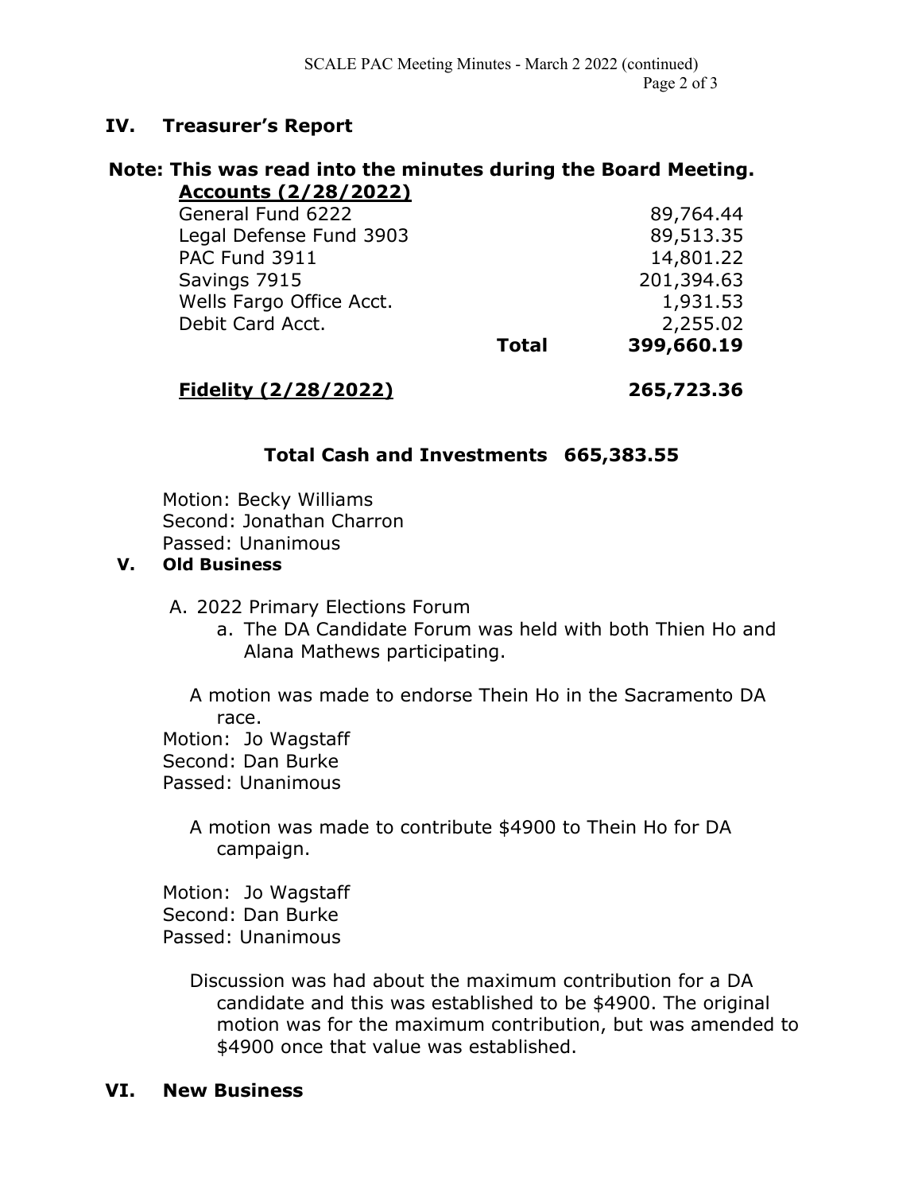## IV. Treasurer's Report

**Note: This was read into the minutes during the Board Meeting.**

| **Accounts (2/28/2022)** | | |
|---|---|---|
| General Fund 6222 | | 89,764.44 |
| Legal Defense Fund 3903 | | 89,513.35 |
| PAC Fund 3911 | | 14,801.22 |
| Savings 7915 | | 201,394.63 |
| Wells Fargo Office Acct. | | 1,931.53 |
| Debit Card Acct. | | 2,255.02 |
| | **Total** | **399,660.19** |
| **Fidelity (2/28/2022)** | | **265,723.36** |

**Total Cash and Investments 665,383.55**

Motion: Becky Williams
Second: Jonathan Charron
Passed: Unanimous

## V. Old Business

A. 2022 Primary Elections Forum

a. The DA Candidate Forum was held with both Thien Ho and Alana Mathews participating.

A motion was made to endorse Thein Ho in the Sacramento DA race.

Motion: Jo Wagstaff
Second: Dan Burke
Passed: Unanimous

A motion was made to contribute $4900 to Thein Ho for DA campaign.

Motion: Jo Wagstaff
Second: Dan Burke
Passed: Unanimous

Discussion was had about the maximum contribution for a DA candidate and this was established to be $4900. The original motion was for the maximum contribution, but was amended to $4900 once that value was established.

## VI. New Business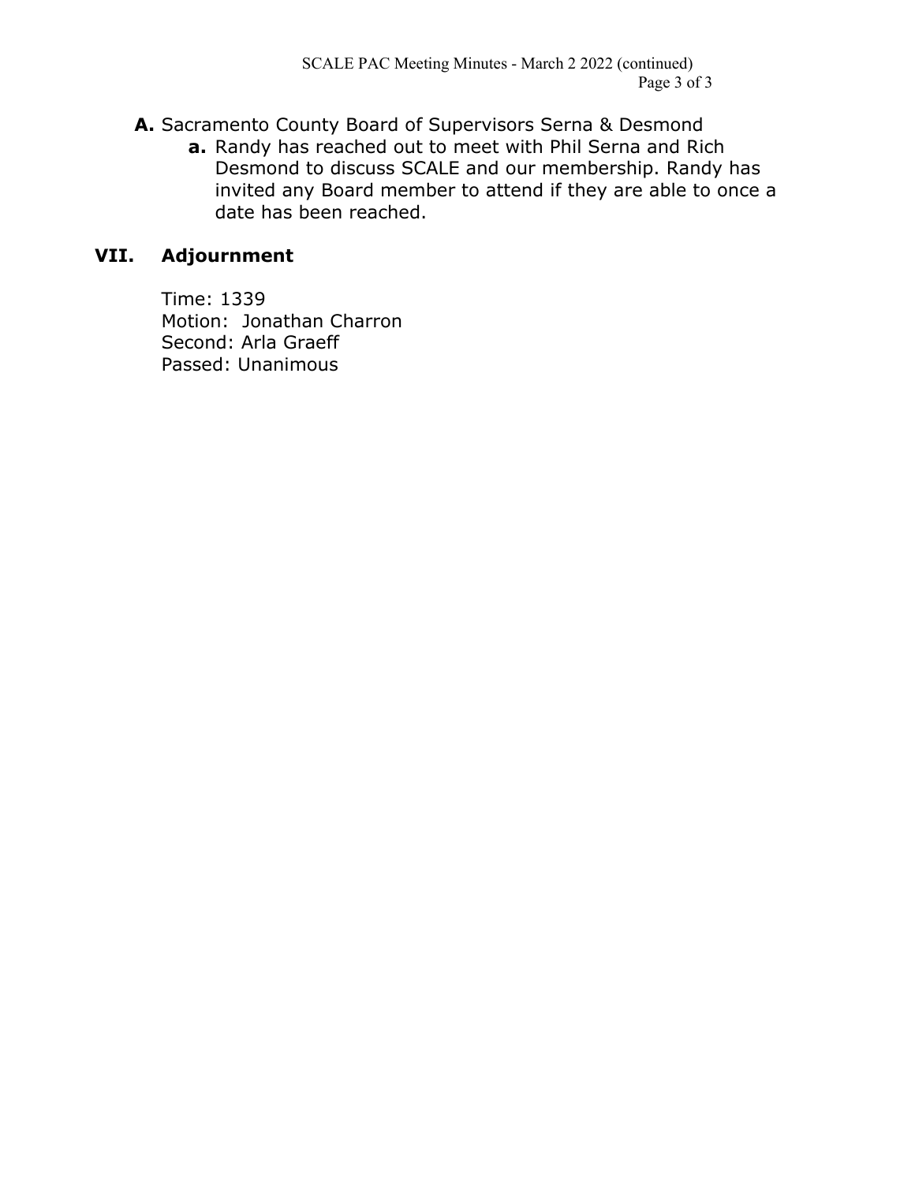**A.** Sacramento County Board of Supervisors Serna & Desmond

   **a.** Randy has reached out to meet with Phil Serna and Rich Desmond to discuss SCALE and our membership. Randy has invited any Board member to attend if they are able to once a date has been reached.

## VII. Adjournment

Time: 1339
Motion: Jonathan Charron
Second: Arla Graeff
Passed: Unanimous